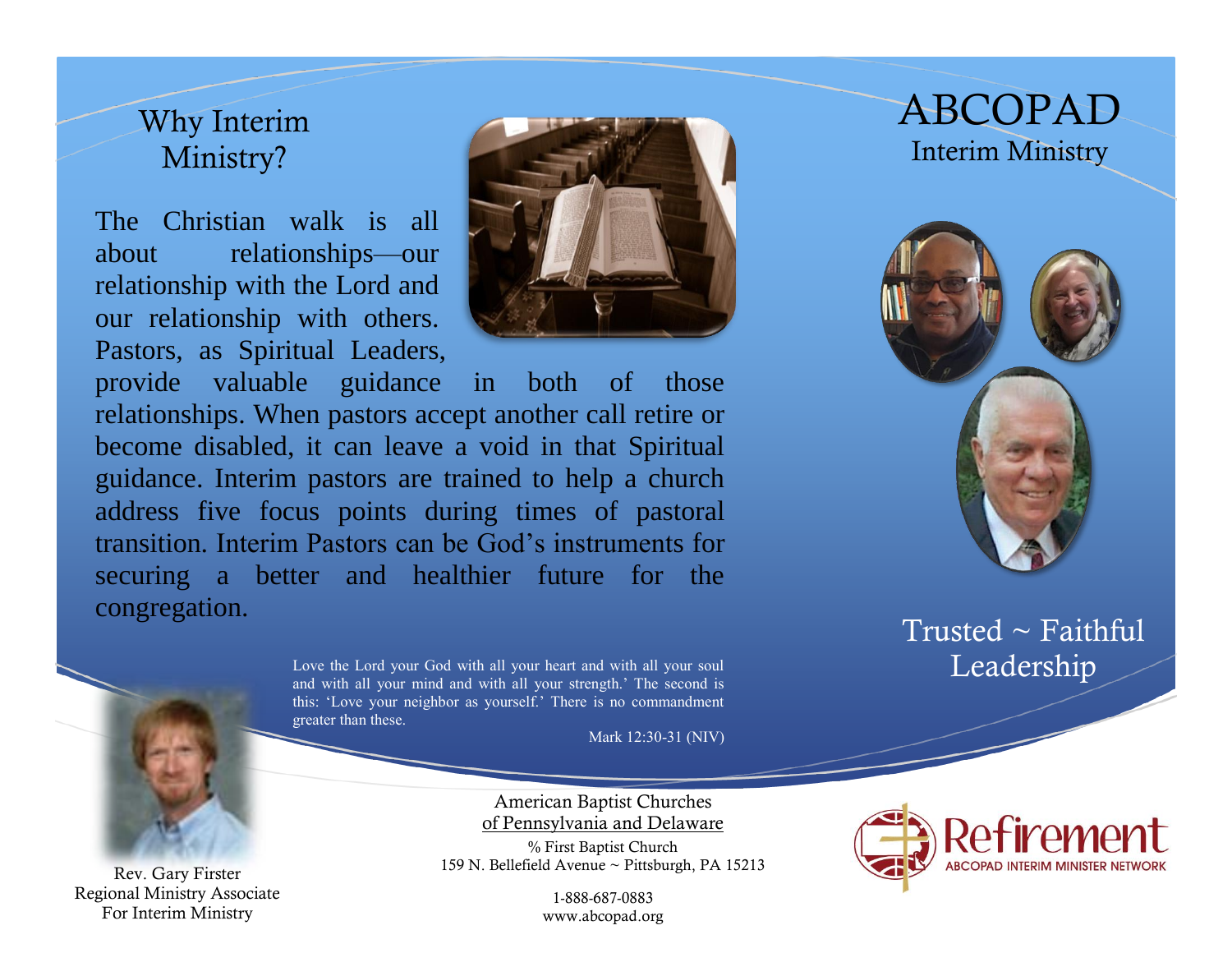# ABCOPAD

## Interim Ministry

Trusted ~ Faithful Leadership

## Why Interim Ministry?

The Christian walk is all about relationships—our relationship with the Lord and our relationship with others. Pastors, as Spiritual Leaders, provide valuable guidance in both of those relationships. When pastors accept another call retire or become disabled, it can leave a void in that Spiritual guidance. Interim pastors are trained to help a church address five focus points during times of pastoral transition. Interim Pastors can be God's instruments for securing a better and healthier future for the congregation.

Love the Lord your God with all your heart and with all your soul and with all your mind and with all your strength.' The second is this: 'Love your neighbor as yourself.' There is no commandment greater than these.

Mark 12:30-31 (NIV)

Rev. Gary Firster
Regional Ministry Associate
For Interim Ministry

American Baptist Churches
of Pennsylvania and Delaware

% First Baptist Church
159 N. Bellefield Avenue ~ Pittsburgh, PA 15213

1-888-687-0883
www.abcopad.org

Refirement
ABCOPAD INTERIM MINISTER NETWORK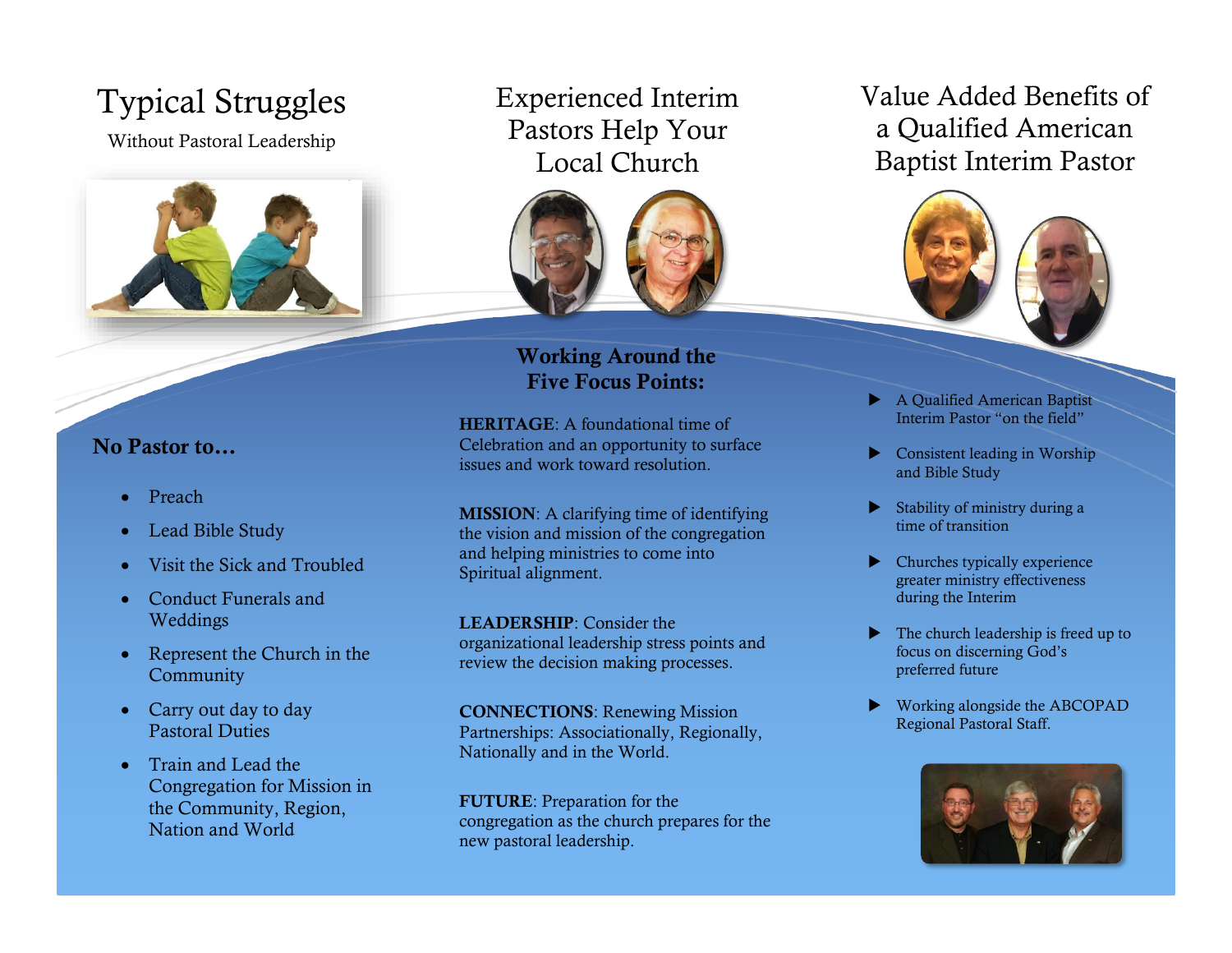# Typical Struggles

Without Pastoral Leadership

**No Pastor to…**

- Preach
- Lead Bible Study
- Visit the Sick and Troubled
- Conduct Funerals and Weddings
- Represent the Church in the Community
- Carry out day to day Pastoral Duties
- Train and Lead the Congregation for Mission in the Community, Region, Nation and World

# Experienced Interim Pastors Help Your Local Church

## Working Around the Five Focus Points:

**HERITAGE**: A foundational time of Celebration and an opportunity to surface issues and work toward resolution.

**MISSION**: A clarifying time of identifying the vision and mission of the congregation and helping ministries to come into Spiritual alignment.

**LEADERSHIP**: Consider the organizational leadership stress points and review the decision making processes.

**CONNECTIONS**: Renewing Mission Partnerships: Associationally, Regionally, Nationally and in the World.

**FUTURE**: Preparation for the congregation as the church prepares for the new pastoral leadership.

# Value Added Benefits of a Qualified American Baptist Interim Pastor

- A Qualified American Baptist Interim Pastor "on the field"
- Consistent leading in Worship and Bible Study
- Stability of ministry during a time of transition
- Churches typically experience greater ministry effectiveness during the Interim
- The church leadership is freed up to focus on discerning God's preferred future
- Working alongside the ABCOPAD Regional Pastoral Staff.